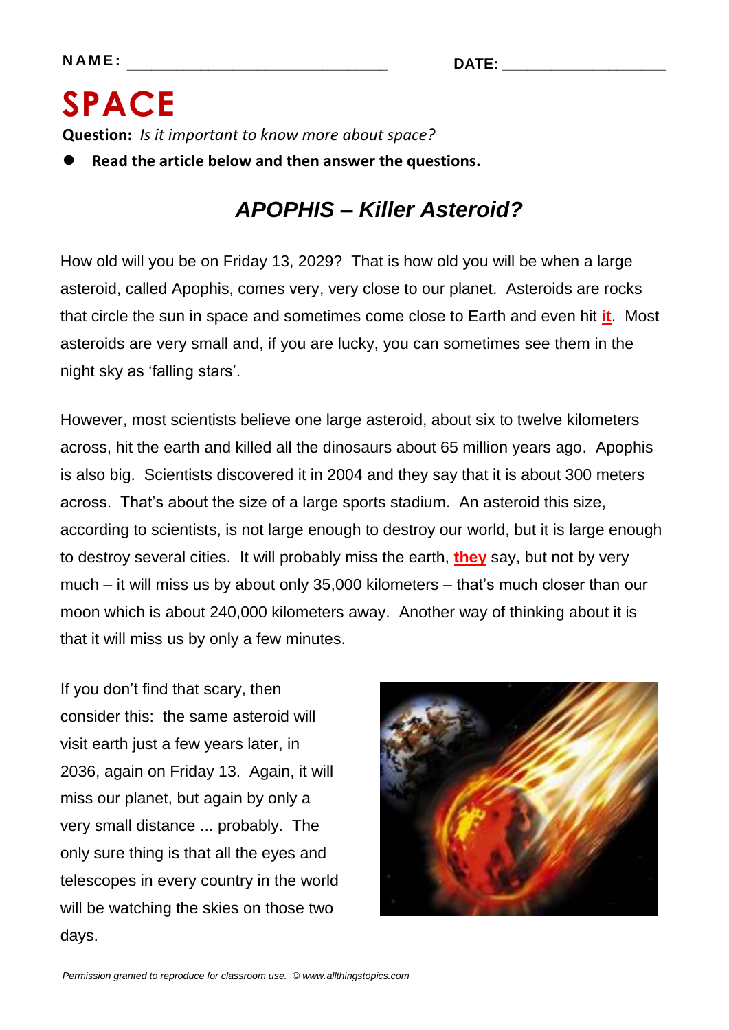**NAME:** ______________________________ **DATE:** ____________________

# SPACE

**Question:** *Is it important to know more about space?*

- **Read the article below and then answer the questions.**

## *APOPHIS – Killer Asteroid?*

How old will you be on Friday 13, 2029? That is how old you will be when a large asteroid, called Apophis, comes very, very close to our planet. Asteroids are rocks that circle the sun in space and sometimes come close to Earth and even hit **it**. Most asteroids are very small and, if you are lucky, you can sometimes see them in the night sky as 'falling stars'.

However, most scientists believe one large asteroid, about six to twelve kilometers across, hit the earth and killed all the dinosaurs about 65 million years ago. Apophis is also big. Scientists discovered it in 2004 and they say that it is about 300 meters across. That's about the size of a large sports stadium. An asteroid this size, according to scientists, is not large enough to destroy our world, but it is large enough to destroy several cities. It will probably miss the earth, **they** say, but not by very much – it will miss us by about only 35,000 kilometers – that's much closer than our moon which is about 240,000 kilometers away. Another way of thinking about it is that it will miss us by only a few minutes.

If you don't find that scary, then consider this: the same asteroid will visit earth just a few years later, in 2036, again on Friday 13. Again, it will miss our planet, but again by only a very small distance ... probably. The only sure thing is that all the eyes and telescopes in every country in the world will be watching the skies on those two days.

*Permission granted to reproduce for classroom use. © www.allthingstopics.com*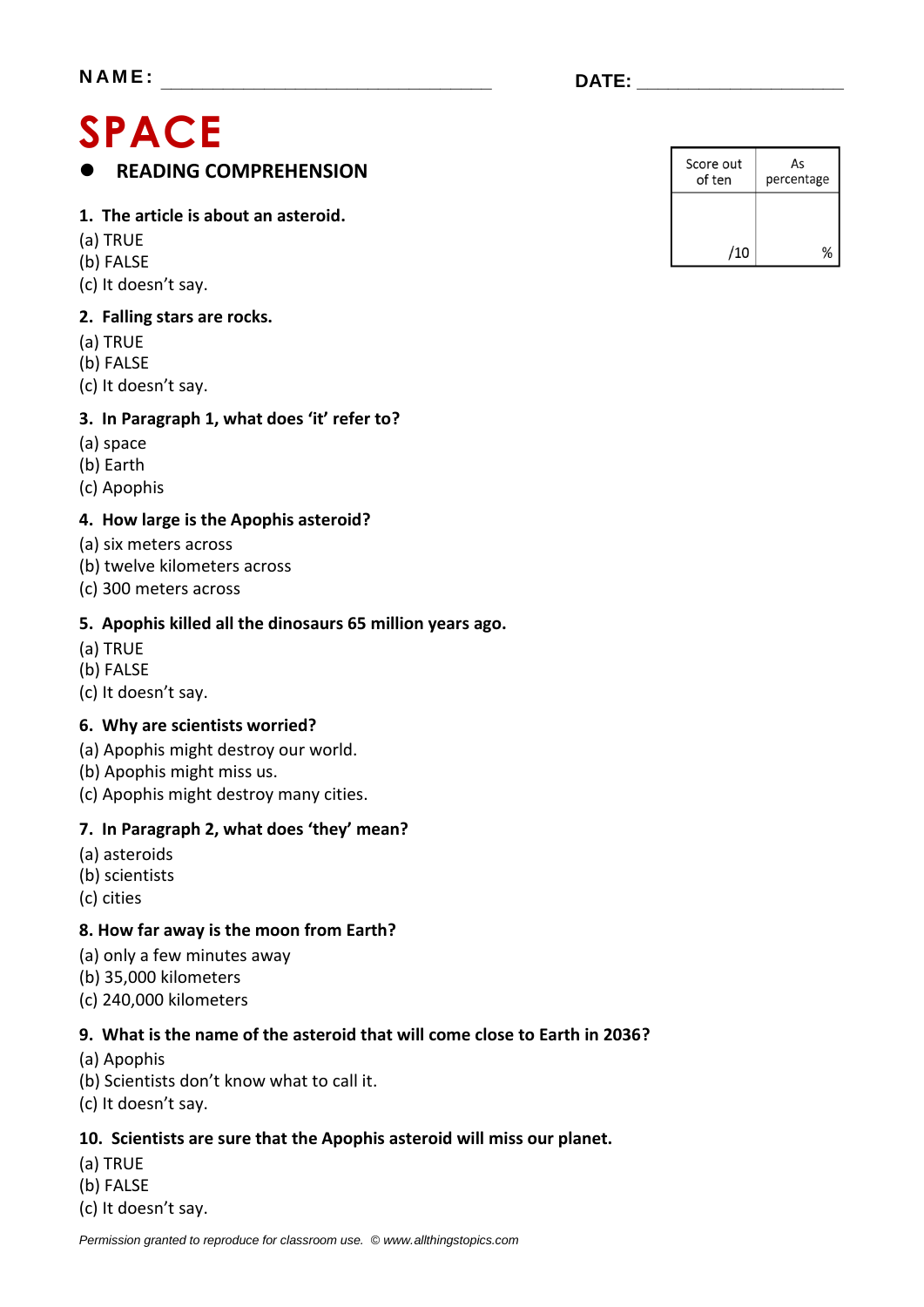**NAME:** ______________________________ **DATE:** ____________________

# SPACE

## ● READING COMPREHENSION

| Score out of ten | As percentage |
|---|---|
| /10 | % |

**1. The article is about an asteroid.**

(a) TRUE
(b) FALSE
(c) It doesn't say.

**2. Falling stars are rocks.**

(a) TRUE
(b) FALSE
(c) It doesn't say.

**3. In Paragraph 1, what does 'it' refer to?**

(a) space
(b) Earth
(c) Apophis

**4. How large is the Apophis asteroid?**

(a) six meters across
(b) twelve kilometers across
(c) 300 meters across

**5. Apophis killed all the dinosaurs 65 million years ago.**

(a) TRUE
(b) FALSE
(c) It doesn't say.

**6. Why are scientists worried?**

(a) Apophis might destroy our world.
(b) Apophis might miss us.
(c) Apophis might destroy many cities.

**7. In Paragraph 2, what does 'they' mean?**

(a) asteroids
(b) scientists
(c) cities

**8. How far away is the moon from Earth?**

(a) only a few minutes away
(b) 35,000 kilometers
(c) 240,000 kilometers

**9. What is the name of the asteroid that will come close to Earth in 2036?**

(a) Apophis
(b) Scientists don't know what to call it.
(c) It doesn't say.

**10. Scientists are sure that the Apophis asteroid will miss our planet.**

(a) TRUE
(b) FALSE
(c) It doesn't say.

*Permission granted to reproduce for classroom use. © www.allthingstopics.com*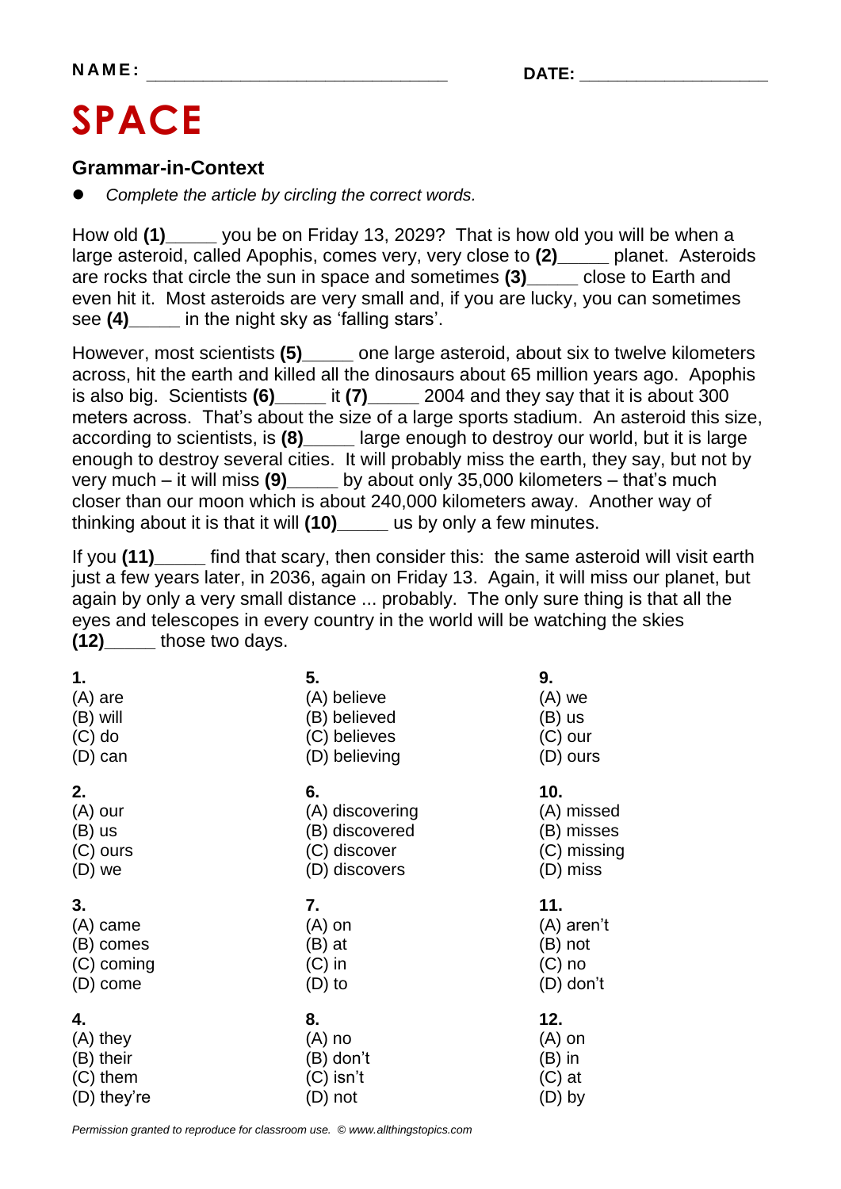**NAME:** ______________________________ **DATE:** ____________________

# SPACE

### Grammar-in-Context

- *Complete the article by circling the correct words.*

How old **(1)**_____ you be on Friday 13, 2029? That is how old you will be when a large asteroid, called Apophis, comes very, very close to **(2)**_____ planet. Asteroids are rocks that circle the sun in space and sometimes **(3)**_____ close to Earth and even hit it. Most asteroids are very small and, if you are lucky, you can sometimes see **(4)**_____ in the night sky as 'falling stars'.

However, most scientists **(5)**_____ one large asteroid, about six to twelve kilometers across, hit the earth and killed all the dinosaurs about 65 million years ago. Apophis is also big. Scientists **(6)**_____ it **(7)**_____ 2004 and they say that it is about 300 meters across. That's about the size of a large sports stadium. An asteroid this size, according to scientists, is **(8)**_____ large enough to destroy our world, but it is large enough to destroy several cities. It will probably miss the earth, they say, but not by very much – it will miss **(9)**_____ by about only 35,000 kilometers – that's much closer than our moon which is about 240,000 kilometers away. Another way of thinking about it is that it will **(10)**_____ us by only a few minutes.

If you **(11)**_____ find that scary, then consider this: the same asteroid will visit earth just a few years later, in 2036, again on Friday 13. Again, it will miss our planet, but again by only a very small distance ... probably. The only sure thing is that all the eyes and telescopes in every country in the world will be watching the skies **(12)**_____ those two days.

**1.**
(A) are
(B) will
(C) do
(D) can

**2.**
(A) our
(B) us
(C) ours
(D) we

**3.**
(A) came
(B) comes
(C) coming
(D) come

**4.**
(A) they
(B) their
(C) them
(D) they're

**5.**
(A) believe
(B) believed
(C) believes
(D) believing

**6.**
(A) discovering
(B) discovered
(C) discover
(D) discovers

**7.**
(A) on
(B) at
(C) in
(D) to

**8.**
(A) no
(B) don't
(C) isn't
(D) not

**9.**
(A) we
(B) us
(C) our
(D) ours

**10.**
(A) missed
(B) misses
(C) missing
(D) miss

**11.**
(A) aren't
(B) not
(C) no
(D) don't

**12.**
(A) on
(B) in
(C) at
(D) by

*Permission granted to reproduce for classroom use. © www.allthingstopics.com*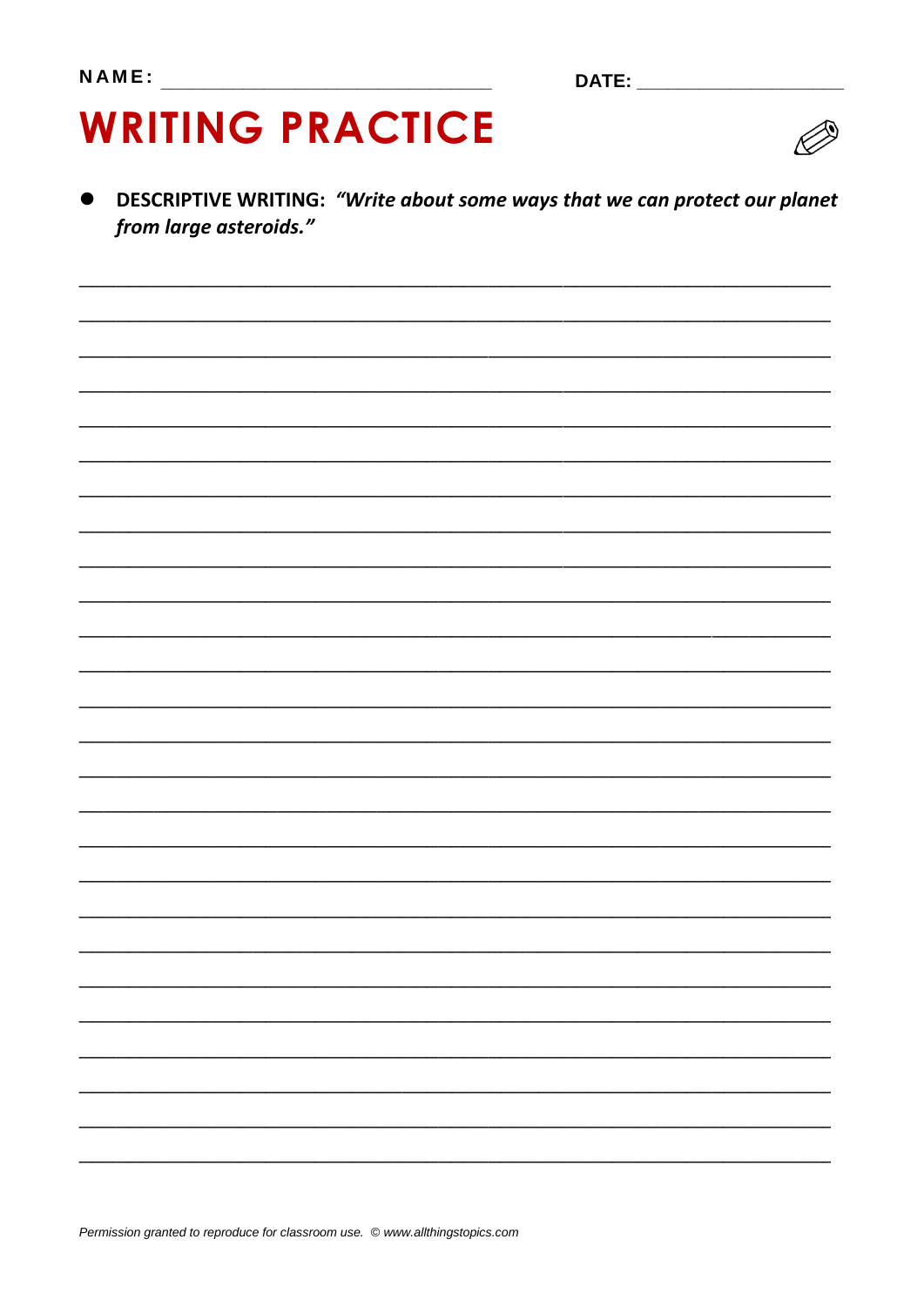NAME: ______________________________ DATE: ____________________

# WRITING PRACTICE

- **DESCRIPTIVE WRITING:** ***"Write about some ways that we can protect our planet from large asteroids."***

Permission granted to reproduce for classroom use. © www.allthingstopics.com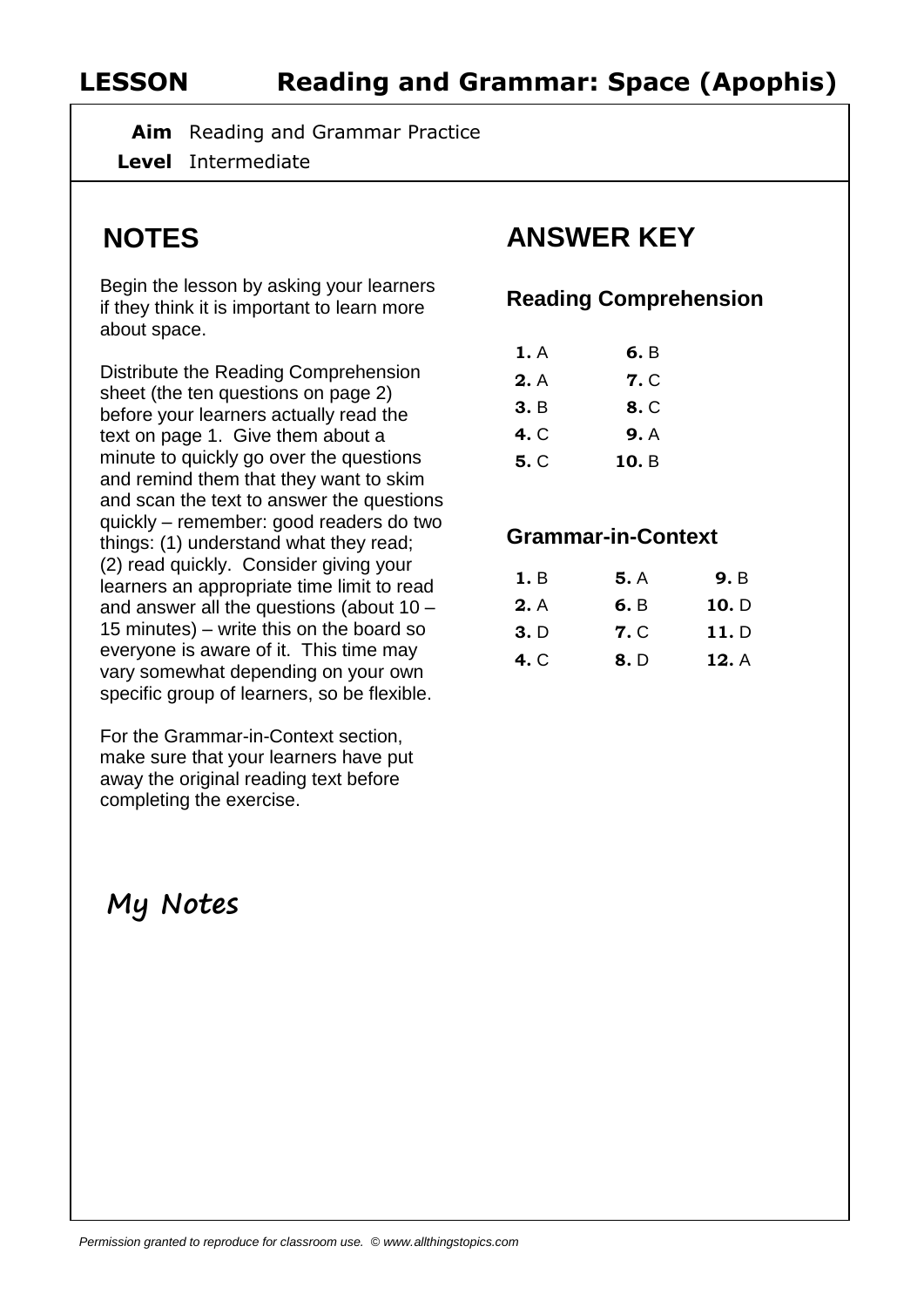## LESSON Reading and Grammar: Space (Apophis)

**Aim** Reading and Grammar Practice

**Level** Intermediate

## NOTES

Begin the lesson by asking your learners if they think it is important to learn more about space.

Distribute the Reading Comprehension sheet (the ten questions on page 2) before your learners actually read the text on page 1. Give them about a minute to quickly go over the questions and remind them that they want to skim and scan the text to answer the questions quickly – remember: good readers do two things: (1) understand what they read; (2) read quickly. Consider giving your learners an appropriate time limit to read and answer all the questions (about 10 – 15 minutes) – write this on the board so everyone is aware of it. This time may vary somewhat depending on your own specific group of learners, so be flexible.

For the Grammar-in-Context section, make sure that your learners have put away the original reading text before completing the exercise.

## ANSWER KEY

### Reading Comprehension

| | |
|---|---|
| **1.** A | **6.** B |
| **2.** A | **7.** C |
| **3.** B | **8.** C |
| **4.** C | **9.** A |
| **5.** C | **10.** B |

### Grammar-in-Context

| | | |
|---|---|---|
| **1.** B | **5.** A | **9.** B |
| **2.** A | **6.** B | **10.** D |
| **3.** D | **7.** C | **11.** D |
| **4.** C | **8.** D | **12.** A |

## *My Notes*

*Permission granted to reproduce for classroom use. © www.allthingstopics.com*